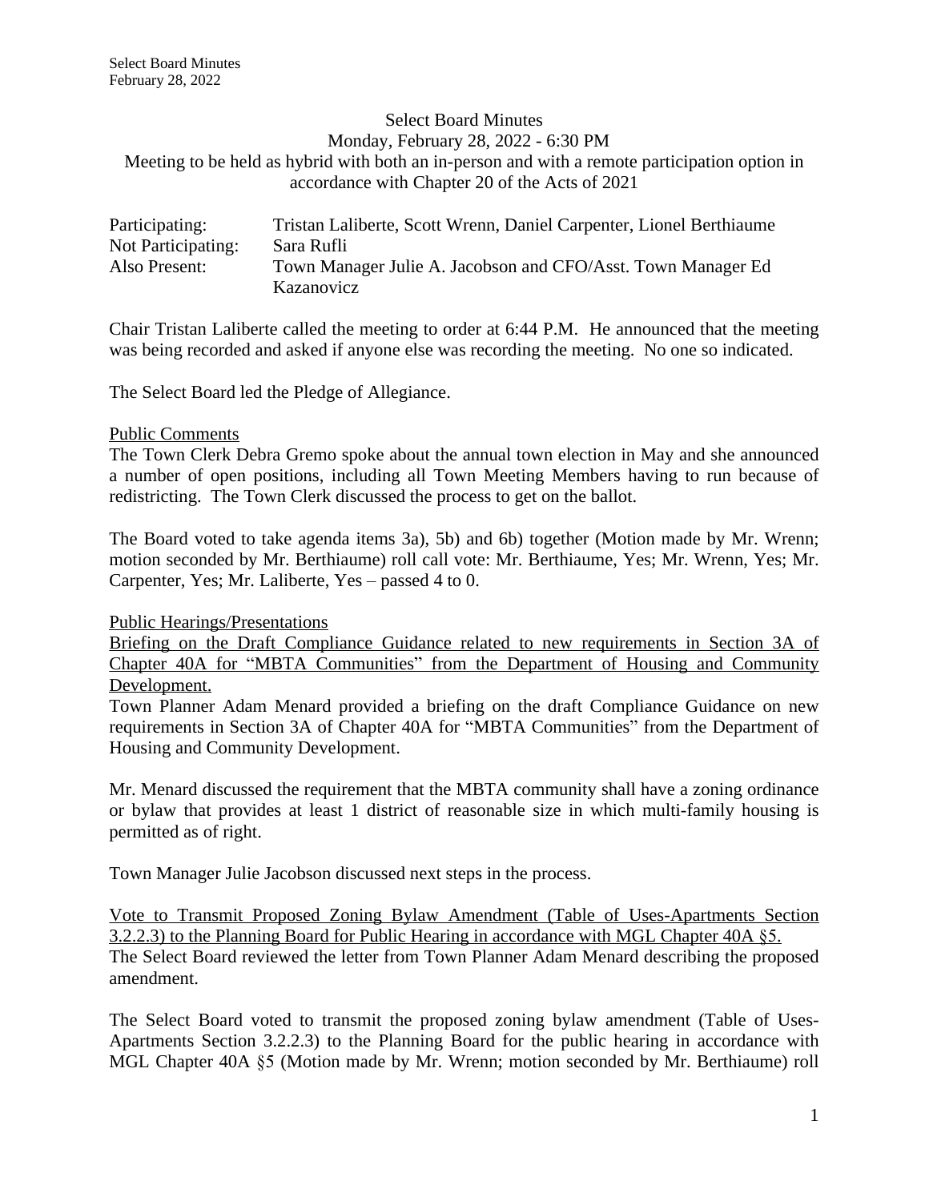# Select Board Minutes

Monday, February 28, 2022 - 6:30 PM

Meeting to be held as hybrid with both an in-person and with a remote participation option in accordance with Chapter 20 of the Acts of 2021

| | |
|---|---|
| Participating: | Tristan Laliberte, Scott Wrenn, Daniel Carpenter, Lionel Berthiaume |
| Not Participating: | Sara Rufli |
| Also Present: | Town Manager Julie A. Jacobson and CFO/Asst. Town Manager Ed Kazanovicz |

Chair Tristan Laliberte called the meeting to order at 6:44 P.M. He announced that the meeting was being recorded and asked if anyone else was recording the meeting. No one so indicated.

The Select Board led the Pledge of Allegiance.

## Public Comments

The Town Clerk Debra Gremo spoke about the annual town election in May and she announced a number of open positions, including all Town Meeting Members having to run because of redistricting. The Town Clerk discussed the process to get on the ballot.

The Board voted to take agenda items 3a), 5b) and 6b) together (Motion made by Mr. Wrenn; motion seconded by Mr. Berthiaume) roll call vote: Mr. Berthiaume, Yes; Mr. Wrenn, Yes; Mr. Carpenter, Yes; Mr. Laliberte, Yes – passed 4 to 0.

## Public Hearings/Presentations

### Briefing on the Draft Compliance Guidance related to new requirements in Section 3A of Chapter 40A for "MBTA Communities" from the Department of Housing and Community Development.

Town Planner Adam Menard provided a briefing on the draft Compliance Guidance on new requirements in Section 3A of Chapter 40A for "MBTA Communities" from the Department of Housing and Community Development.

Mr. Menard discussed the requirement that the MBTA community shall have a zoning ordinance or bylaw that provides at least 1 district of reasonable size in which multi-family housing is permitted as of right.

Town Manager Julie Jacobson discussed next steps in the process.

### Vote to Transmit Proposed Zoning Bylaw Amendment (Table of Uses-Apartments Section 3.2.2.3) to the Planning Board for Public Hearing in accordance with MGL Chapter 40A §5.

The Select Board reviewed the letter from Town Planner Adam Menard describing the proposed amendment.

The Select Board voted to transmit the proposed zoning bylaw amendment (Table of Uses-Apartments Section 3.2.2.3) to the Planning Board for the public hearing in accordance with MGL Chapter 40A §5 (Motion made by Mr. Wrenn; motion seconded by Mr. Berthiaume) roll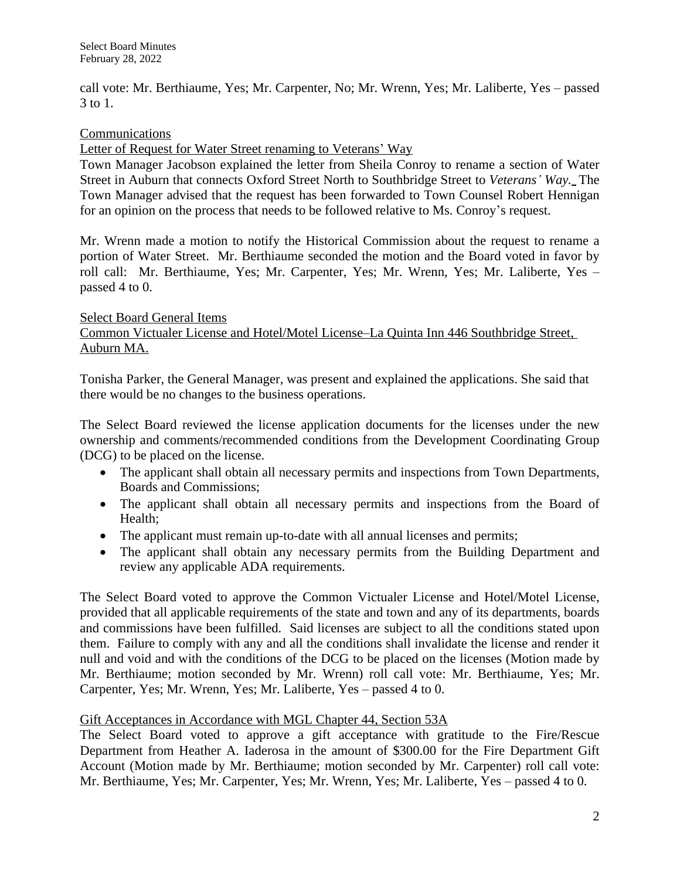call vote: Mr. Berthiaume, Yes; Mr. Carpenter, No; Mr. Wrenn, Yes; Mr. Laliberte, Yes – passed 3 to 1.

## Communications

### Letter of Request for Water Street renaming to Veterans' Way

Town Manager Jacobson explained the letter from Sheila Conroy to rename a section of Water Street in Auburn that connects Oxford Street North to Southbridge Street to *Veterans' Way.* The Town Manager advised that the request has been forwarded to Town Counsel Robert Hennigan for an opinion on the process that needs to be followed relative to Ms. Conroy's request.

Mr. Wrenn made a motion to notify the Historical Commission about the request to rename a portion of Water Street. Mr. Berthiaume seconded the motion and the Board voted in favor by roll call: Mr. Berthiaume, Yes; Mr. Carpenter, Yes; Mr. Wrenn, Yes; Mr. Laliberte, Yes – passed 4 to 0.

## Select Board General Items

### Common Victualer License and Hotel/Motel License–La Quinta Inn 446 Southbridge Street, Auburn MA.

Tonisha Parker, the General Manager, was present and explained the applications. She said that there would be no changes to the business operations.

The Select Board reviewed the license application documents for the licenses under the new ownership and comments/recommended conditions from the Development Coordinating Group (DCG) to be placed on the license.

- The applicant shall obtain all necessary permits and inspections from Town Departments, Boards and Commissions;
- The applicant shall obtain all necessary permits and inspections from the Board of Health;
- The applicant must remain up-to-date with all annual licenses and permits;
- The applicant shall obtain any necessary permits from the Building Department and review any applicable ADA requirements.

The Select Board voted to approve the Common Victualer License and Hotel/Motel License, provided that all applicable requirements of the state and town and any of its departments, boards and commissions have been fulfilled. Said licenses are subject to all the conditions stated upon them. Failure to comply with any and all the conditions shall invalidate the license and render it null and void and with the conditions of the DCG to be placed on the licenses (Motion made by Mr. Berthiaume; motion seconded by Mr. Wrenn) roll call vote: Mr. Berthiaume, Yes; Mr. Carpenter, Yes; Mr. Wrenn, Yes; Mr. Laliberte, Yes – passed 4 to 0.

### Gift Acceptances in Accordance with MGL Chapter 44, Section 53A

The Select Board voted to approve a gift acceptance with gratitude to the Fire/Rescue Department from Heather A. Iaderosa in the amount of $300.00 for the Fire Department Gift Account (Motion made by Mr. Berthiaume; motion seconded by Mr. Carpenter) roll call vote: Mr. Berthiaume, Yes; Mr. Carpenter, Yes; Mr. Wrenn, Yes; Mr. Laliberte, Yes – passed 4 to 0.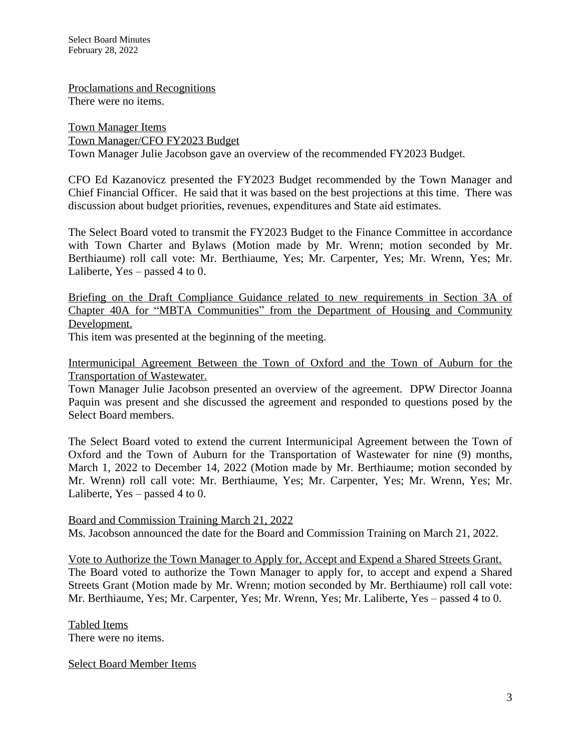Proclamations and Recognitions

There were no items.

Town Manager Items

Town Manager/CFO FY2023 Budget

Town Manager Julie Jacobson gave an overview of the recommended FY2023 Budget.

CFO Ed Kazanovicz presented the FY2023 Budget recommended by the Town Manager and Chief Financial Officer. He said that it was based on the best projections at this time. There was discussion about budget priorities, revenues, expenditures and State aid estimates.

The Select Board voted to transmit the FY2023 Budget to the Finance Committee in accordance with Town Charter and Bylaws (Motion made by Mr. Wrenn; motion seconded by Mr. Berthiaume) roll call vote: Mr. Berthiaume, Yes; Mr. Carpenter, Yes; Mr. Wrenn, Yes; Mr. Laliberte, Yes – passed 4 to 0.

Briefing on the Draft Compliance Guidance related to new requirements in Section 3A of Chapter 40A for "MBTA Communities" from the Department of Housing and Community Development.

This item was presented at the beginning of the meeting.

Intermunicipal Agreement Between the Town of Oxford and the Town of Auburn for the Transportation of Wastewater.

Town Manager Julie Jacobson presented an overview of the agreement. DPW Director Joanna Paquin was present and she discussed the agreement and responded to questions posed by the Select Board members.

The Select Board voted to extend the current Intermunicipal Agreement between the Town of Oxford and the Town of Auburn for the Transportation of Wastewater for nine (9) months, March 1, 2022 to December 14, 2022 (Motion made by Mr. Berthiaume; motion seconded by Mr. Wrenn) roll call vote: Mr. Berthiaume, Yes; Mr. Carpenter, Yes; Mr. Wrenn, Yes; Mr. Laliberte, Yes – passed 4 to 0.

Board and Commission Training March 21, 2022

Ms. Jacobson announced the date for the Board and Commission Training on March 21, 2022.

Vote to Authorize the Town Manager to Apply for, Accept and Expend a Shared Streets Grant.

The Board voted to authorize the Town Manager to apply for, to accept and expend a Shared Streets Grant (Motion made by Mr. Wrenn; motion seconded by Mr. Berthiaume) roll call vote: Mr. Berthiaume, Yes; Mr. Carpenter, Yes; Mr. Wrenn, Yes; Mr. Laliberte, Yes – passed 4 to 0.

Tabled Items

There were no items.

Select Board Member Items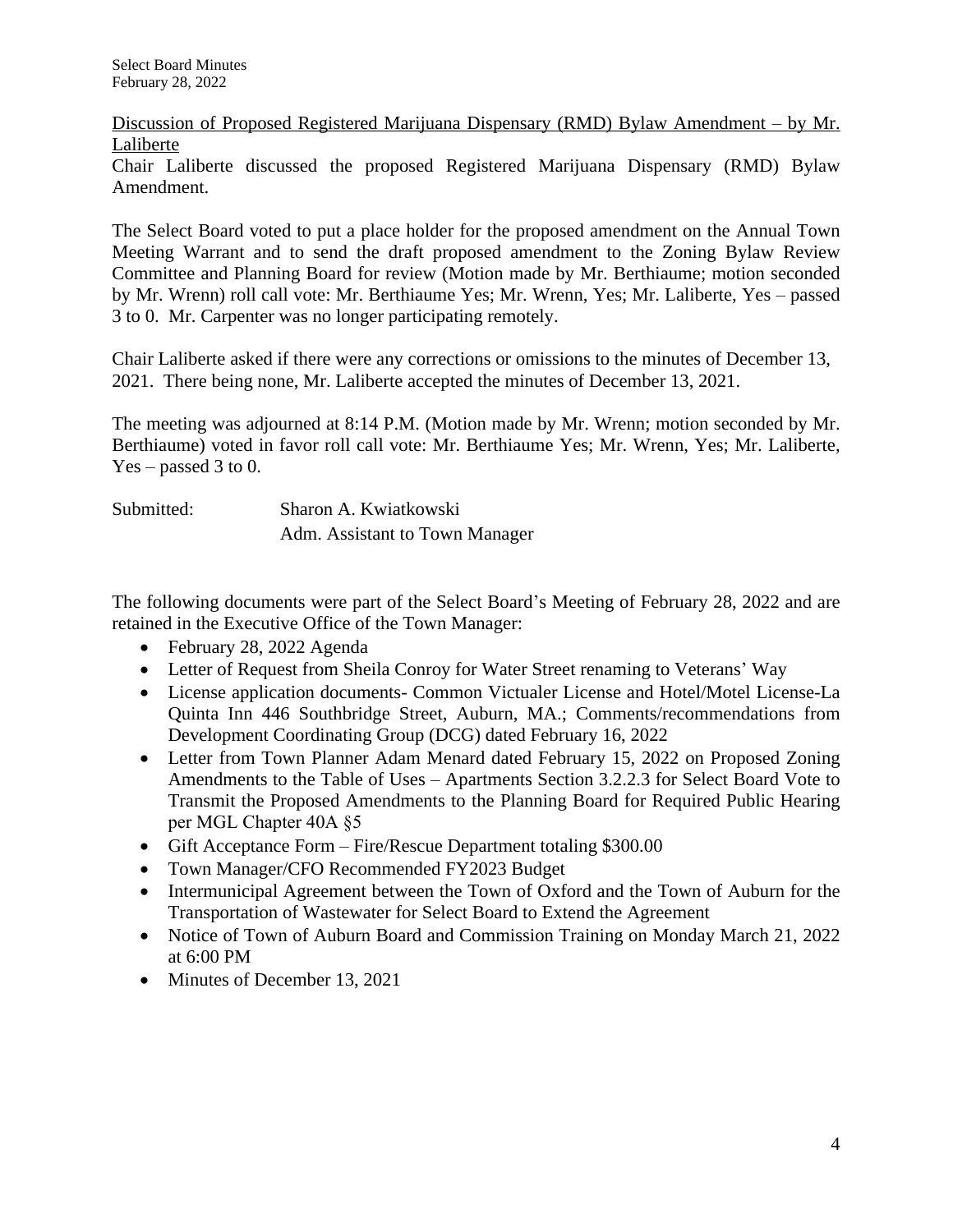Discussion of Proposed Registered Marijuana Dispensary (RMD) Bylaw Amendment – by Mr. Laliberte

Chair Laliberte discussed the proposed Registered Marijuana Dispensary (RMD) Bylaw Amendment.

The Select Board voted to put a place holder for the proposed amendment on the Annual Town Meeting Warrant and to send the draft proposed amendment to the Zoning Bylaw Review Committee and Planning Board for review (Motion made by Mr. Berthiaume; motion seconded by Mr. Wrenn) roll call vote: Mr. Berthiaume Yes; Mr. Wrenn, Yes; Mr. Laliberte, Yes – passed 3 to 0. Mr. Carpenter was no longer participating remotely.

Chair Laliberte asked if there were any corrections or omissions to the minutes of December 13, 2021. There being none, Mr. Laliberte accepted the minutes of December 13, 2021.

The meeting was adjourned at 8:14 P.M. (Motion made by Mr. Wrenn; motion seconded by Mr. Berthiaume) voted in favor roll call vote: Mr. Berthiaume Yes; Mr. Wrenn, Yes; Mr. Laliberte, Yes – passed 3 to 0.

Submitted: Sharon A. Kwiatkowski
Adm. Assistant to Town Manager

The following documents were part of the Select Board's Meeting of February 28, 2022 and are retained in the Executive Office of the Town Manager:

- February 28, 2022 Agenda
- Letter of Request from Sheila Conroy for Water Street renaming to Veterans' Way
- License application documents- Common Victualer License and Hotel/Motel License-La Quinta Inn 446 Southbridge Street, Auburn, MA.; Comments/recommendations from Development Coordinating Group (DCG) dated February 16, 2022
- Letter from Town Planner Adam Menard dated February 15, 2022 on Proposed Zoning Amendments to the Table of Uses – Apartments Section 3.2.2.3 for Select Board Vote to Transmit the Proposed Amendments to the Planning Board for Required Public Hearing per MGL Chapter 40A §5
- Gift Acceptance Form – Fire/Rescue Department totaling $300.00
- Town Manager/CFO Recommended FY2023 Budget
- Intermunicipal Agreement between the Town of Oxford and the Town of Auburn for the Transportation of Wastewater for Select Board to Extend the Agreement
- Notice of Town of Auburn Board and Commission Training on Monday March 21, 2022 at 6:00 PM
- Minutes of December 13, 2021